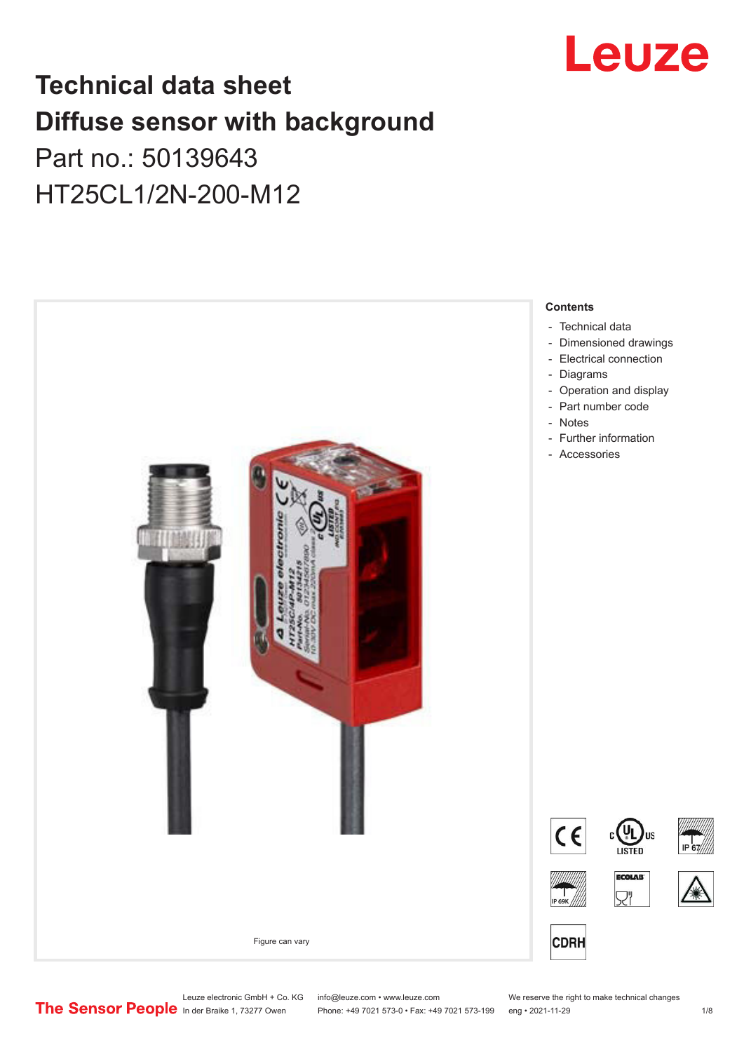# Technical data sheet
# Diffuse sensor with background

Part no.: 50139643

HT25CL1/2N-200-M12

Figure can vary

**Contents**

- Technical data
- Dimensioned drawings
- Electrical connection
- Diagrams
- Operation and display
- Part number code
- Notes
- Further information
- Accessories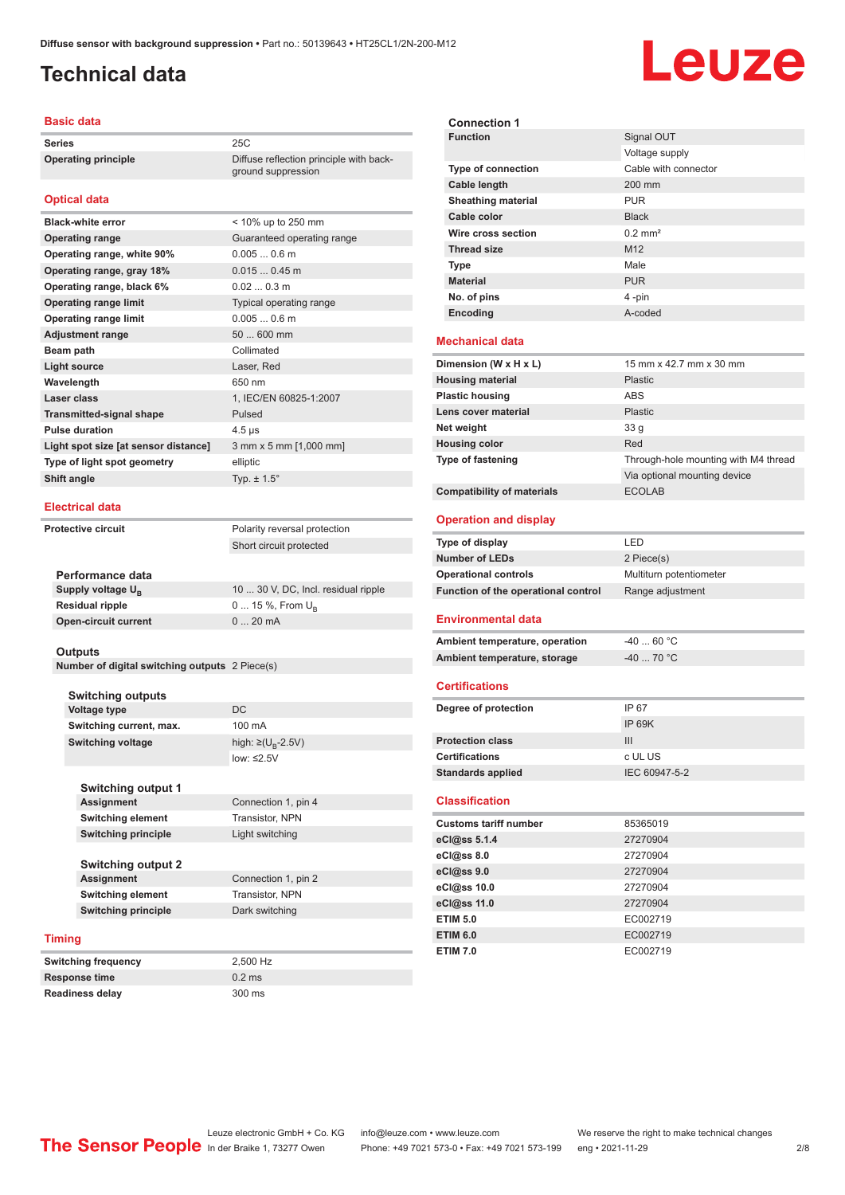# Technical data

## Basic data

| | |
|---|---|
| Series | 25C |
| Operating principle | Diffuse reflection principle with background suppression |

## Optical data

| | |
|---|---|
| Black-white error | < 10% up to 250 mm |
| Operating range | Guaranteed operating range |
| Operating range, white 90% | 0.005 ... 0.6 m |
| Operating range, gray 18% | 0.015 ... 0.45 m |
| Operating range, black 6% | 0.02 ... 0.3 m |
| Operating range limit | Typical operating range |
| Operating range limit | 0.005 ... 0.6 m |
| Adjustment range | 50 ... 600 mm |
| Beam path | Collimated |
| Light source | Laser, Red |
| Wavelength | 650 nm |
| Laser class | 1, IEC/EN 60825-1:2007 |
| Transmitted-signal shape | Pulsed |
| Pulse duration | 4.5 µs |
| Light spot size [at sensor distance] | 3 mm x 5 mm [1,000 mm] |
| Type of light spot geometry | elliptic |
| Shift angle | Typ. ± 1.5° |

## Electrical data

| | |
|---|---|
| Protective circuit | Polarity reversal protection |
| | Short circuit protected |

### Performance data

| | |
|---|---|
| Supply voltage $U_B$ | 10 ... 30 V, DC, Incl. residual ripple |
| Residual ripple | 0 ... 15 %, From $U_B$ |
| Open-circuit current | 0 ... 20 mA |

### Outputs

| | |
|---|---|
| Number of digital switching outputs | 2 Piece(s) |

### Switching outputs

| | |
|---|---|
| Voltage type | DC |
| Switching current, max. | 100 mA |
| Switching voltage | high: ≥($U_B$-2.5V) |
| | low: ≤2.5V |

### Switching output 1

| | |
|---|---|
| Assignment | Connection 1, pin 4 |
| Switching element | Transistor, NPN |
| Switching principle | Light switching |

### Switching output 2

| | |
|---|---|
| Assignment | Connection 1, pin 2 |
| Switching element | Transistor, NPN |
| Switching principle | Dark switching |

## Timing

| | |
|---|---|
| Switching frequency | 2,500 Hz |
| Response time | 0.2 ms |
| Readiness delay | 300 ms |

### Connection 1

| | |
|---|---|
| Function | Signal OUT |
| | Voltage supply |
| Type of connection | Cable with connector |
| Cable length | 200 mm |
| Sheathing material | PUR |
| Cable color | Black |
| Wire cross section | 0.2 mm² |
| Thread size | M12 |
| Type | Male |
| Material | PUR |
| No. of pins | 4 -pin |
| Encoding | A-coded |

## Mechanical data

| | |
|---|---|
| Dimension (W x H x L) | 15 mm x 42.7 mm x 30 mm |
| Housing material | Plastic |
| Plastic housing | ABS |
| Lens cover material | Plastic |
| Net weight | 33 g |
| Housing color | Red |
| Type of fastening | Through-hole mounting with M4 thread |
| | Via optional mounting device |
| Compatibility of materials | ECOLAB |

## Operation and display

| | |
|---|---|
| Type of display | LED |
| Number of LEDs | 2 Piece(s) |
| Operational controls | Multiturn potentiometer |
| Function of the operational control | Range adjustment |

## Environmental data

| | |
|---|---|
| Ambient temperature, operation | -40 ... 60 °C |
| Ambient temperature, storage | -40 ... 70 °C |

## Certifications

| | |
|---|---|
| Degree of protection | IP 67 |
| | IP 69K |
| Protection class | III |
| Certifications | c UL US |
| Standards applied | IEC 60947-5-2 |

## Classification

| | |
|---|---|
| Customs tariff number | 85365019 |
| eCl@ss 5.1.4 | 27270904 |
| eCl@ss 8.0 | 27270904 |
| eCl@ss 9.0 | 27270904 |
| eCl@ss 10.0 | 27270904 |
| eCl@ss 11.0 | 27270904 |
| ETIM 5.0 | EC002719 |
| ETIM 6.0 | EC002719 |
| ETIM 7.0 | EC002719 |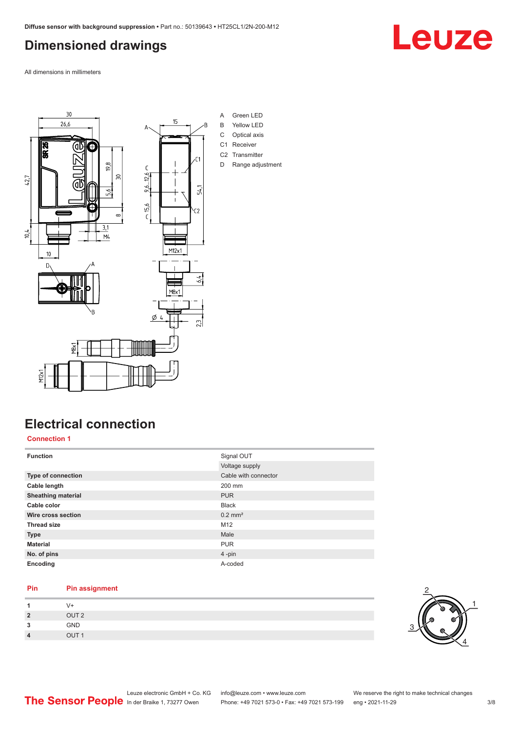# Dimensioned drawings

All dimensions in millimeters

A Green LED
B Yellow LED
C Optical axis
C1 Receiver
C2 Transmitter
D Range adjustment

# Electrical connection

## Connection 1

| Function | Signal OUT |
|---|---|
| | Voltage supply |
| Type of connection | Cable with connector |
| Cable length | 200 mm |
| Sheathing material | PUR |
| Cable color | Black |
| Wire cross section | 0.2 mm² |
| Thread size | M12 |
| Type | Male |
| Material | PUR |
| No. of pins | 4 -pin |
| Encoding | A-coded |

| Pin | Pin assignment |
|---|---|
| 1 | V+ |
| 2 | OUT 2 |
| 3 | GND |
| 4 | OUT 1 |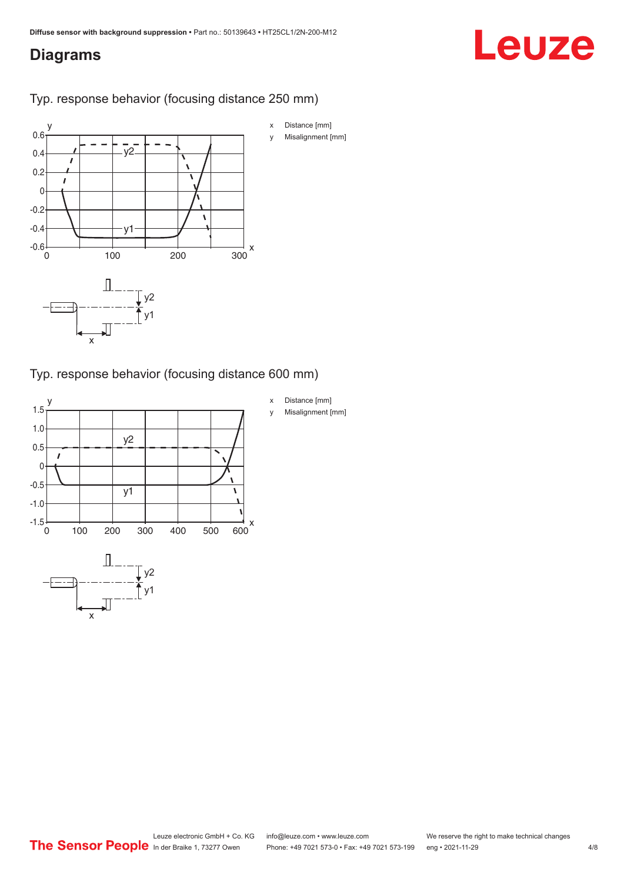## Diagrams

### Typ. response behavior (focusing distance 250 mm)

x Distance [mm]

y Misalignment [mm]

### Typ. response behavior (focusing distance 600 mm)

x Distance [mm]

y Misalignment [mm]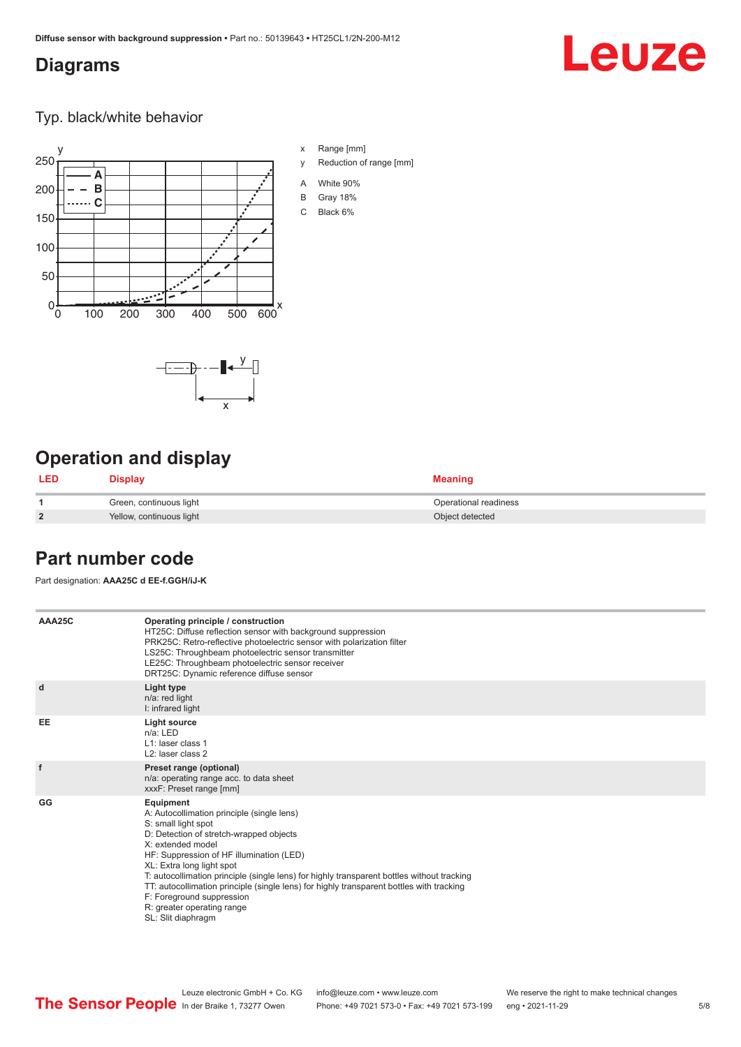## Diagrams

Typ. black/white behavior

- x Range [mm]
- y Reduction of range [mm]
- A White 90%
- B Gray 18%
- C Black 6%

## Operation and display

| LED | Display | Meaning |
|---|---|---|
| 1 | Green, continuous light | Operational readiness |
| 2 | Yellow, continuous light | Object detected |

## Part number code

Part designation: **AAA25C d EE-f.GGH/iJ-K**

| | |
|---|---|
| AAA25C | **Operating principle / construction**<br>HT25C: Diffuse reflection sensor with background suppression<br>PRK25C: Retro-reflective photoelectric sensor with polarization filter<br>LS25C: Throughbeam photoelectric sensor transmitter<br>LE25C: Throughbeam photoelectric sensor receiver<br>DRT25C: Dynamic reference diffuse sensor |
| d | **Light type**<br>n/a: red light<br>I: infrared light |
| EE | **Light source**<br>n/a: LED<br>L1: laser class 1<br>L2: laser class 2 |
| f | **Preset range (optional)**<br>n/a: operating range acc. to data sheet<br>xxxF: Preset range [mm] |
| GG | **Equipment**<br>A: Autocollimation principle (single lens)<br>S: small light spot<br>D: Detection of stretch-wrapped objects<br>X: extended model<br>HF: Suppression of HF illumination (LED)<br>XL: Extra long light spot<br>T: autocollimation principle (single lens) for highly transparent bottles without tracking<br>TT: autocollimation principle (single lens) for highly transparent bottles with tracking<br>F: Foreground suppression<br>R: greater operating range<br>SL: Slit diaphragm |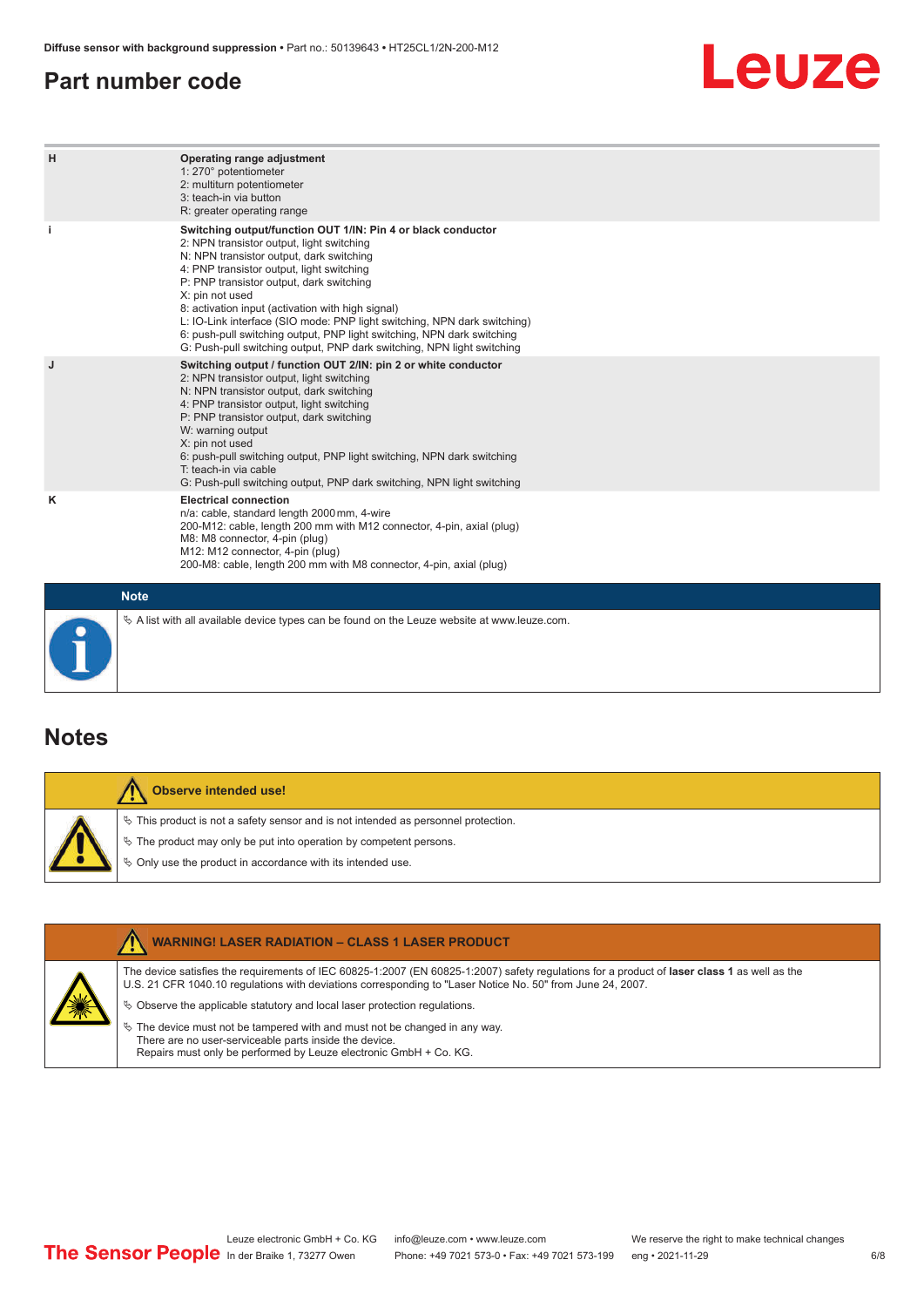## Part number code

| | |
|---|---|
| H | **Operating range adjustment**<br>1: 270° potentiometer<br>2: multiturn potentiometer<br>3: teach-in via button<br>R: greater operating range |
| i | **Switching output/function OUT 1/IN: Pin 4 or black conductor**<br>2: NPN transistor output, light switching<br>N: NPN transistor output, dark switching<br>4: PNP transistor output, light switching<br>P: PNP transistor output, dark switching<br>X: pin not used<br>8: activation input (activation with high signal)<br>L: IO-Link interface (SIO mode: PNP light switching, NPN dark switching)<br>6: push-pull switching output, PNP light switching, NPN dark switching<br>G: Push-pull switching output, PNP dark switching, NPN light switching |
| J | **Switching output / function OUT 2/IN: pin 2 or white conductor**<br>2: NPN transistor output, light switching<br>N: NPN transistor output, dark switching<br>4: PNP transistor output, light switching<br>P: PNP transistor output, dark switching<br>W: warning output<br>X: pin not used<br>6: push-pull switching output, PNP light switching, NPN dark switching<br>T: teach-in via cable<br>G: Push-pull switching output, PNP dark switching, NPN light switching |
| K | **Electrical connection**<br>n/a: cable, standard length 2000 mm, 4-wire<br>200-M12: cable, length 200 mm with M12 connector, 4-pin, axial (plug)<br>M8: M8 connector, 4-pin (plug)<br>M12: M12 connector, 4-pin (plug)<br>200-M8: cable, length 200 mm with M8 connector, 4-pin, axial (plug) |

**Note**

- A list with all available device types can be found on the Leuze website at www.leuze.com.

## Notes

**Observe intended use!**

- This product is not a safety sensor and is not intended as personnel protection.
- The product may only be put into operation by competent persons.
- Only use the product in accordance with its intended use.

**WARNING! LASER RADIATION – CLASS 1 LASER PRODUCT**

The device satisfies the requirements of IEC 60825-1:2007 (EN 60825-1:2007) safety regulations for a product of **laser class 1** as well as the U.S. 21 CFR 1040.10 regulations with deviations corresponding to "Laser Notice No. 50" from June 24, 2007.

- Observe the applicable statutory and local laser protection regulations.
- The device must not be tampered with and must not be changed in any way.
  There are no user-serviceable parts inside the device.
  Repairs must only be performed by Leuze electronic GmbH + Co. KG.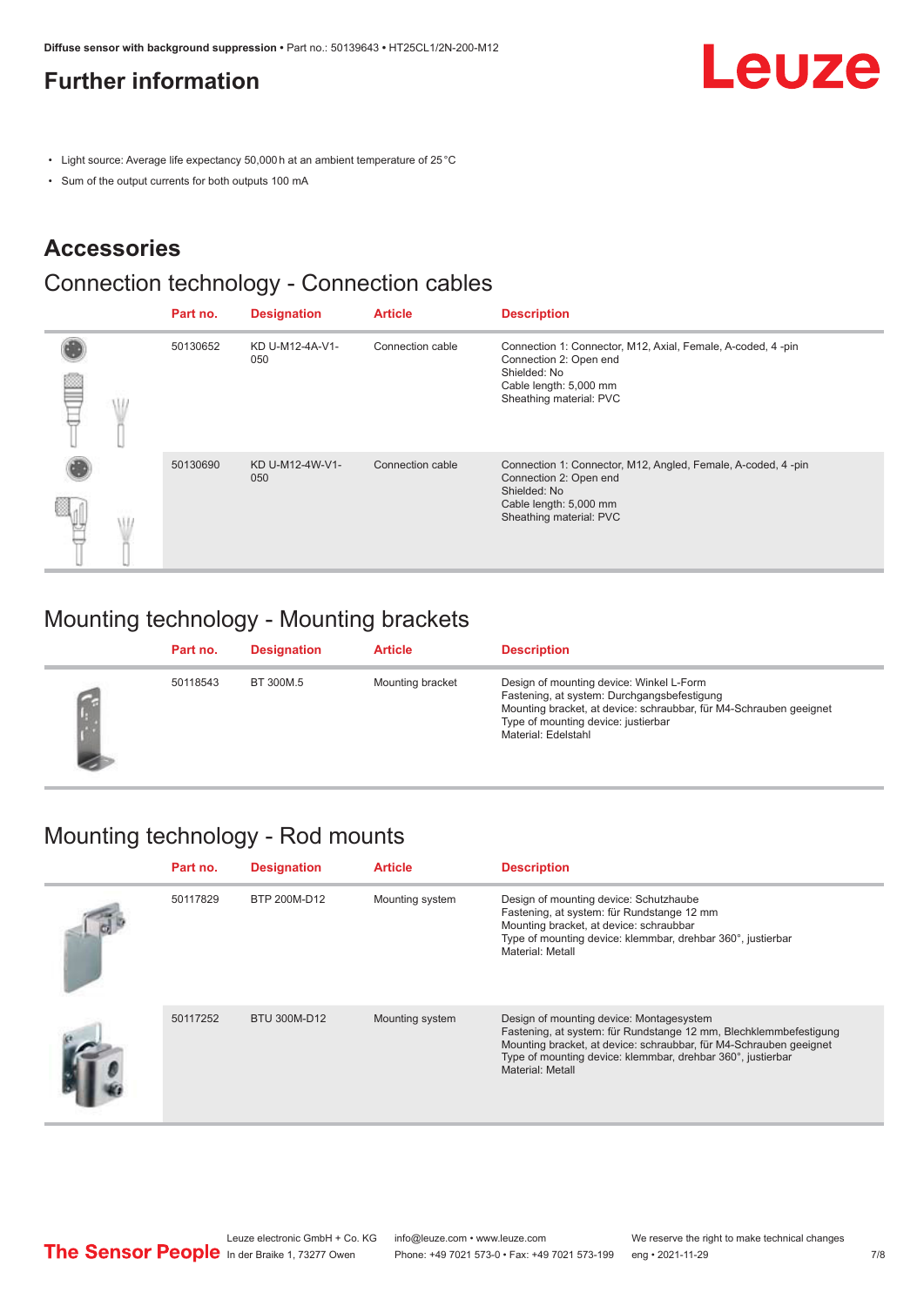## Further information

- Light source: Average life expectancy 50,000 h at an ambient temperature of 25 °C
- Sum of the output currents for both outputs 100 mA

## Accessories

### Connection technology - Connection cables

| | Part no. | Designation | Article | Description |
|---|---|---|---|---|
| | 50130652 | KD U-M12-4A-V1-050 | Connection cable | Connection 1: Connector, M12, Axial, Female, A-coded, 4 -pin<br>Connection 2: Open end<br>Shielded: No<br>Cable length: 5,000 mm<br>Sheathing material: PVC |
| | 50130690 | KD U-M12-4W-V1-050 | Connection cable | Connection 1: Connector, M12, Angled, Female, A-coded, 4 -pin<br>Connection 2: Open end<br>Shielded: No<br>Cable length: 5,000 mm<br>Sheathing material: PVC |

### Mounting technology - Mounting brackets

| | Part no. | Designation | Article | Description |
|---|---|---|---|---|
| | 50118543 | BT 300M.5 | Mounting bracket | Design of mounting device: Winkel L-Form<br>Fastening, at system: Durchgangsbefestigung<br>Mounting bracket, at device: schraubbar, für M4-Schrauben geeignet<br>Type of mounting device: justierbar<br>Material: Edelstahl |

### Mounting technology - Rod mounts

| | Part no. | Designation | Article | Description |
|---|---|---|---|---|
| | 50117829 | BTP 200M-D12 | Mounting system | Design of mounting device: Schutzhaube<br>Fastening, at system: für Rundstange 12 mm<br>Mounting bracket, at device: schraubbar<br>Type of mounting device: klemmbar, drehbar 360°, justierbar<br>Material: Metall |
| | 50117252 | BTU 300M-D12 | Mounting system | Design of mounting device: Montagesystem<br>Fastening, at system: für Rundstange 12 mm, Blechklemmbefestigung<br>Mounting bracket, at device: schraubbar, für M4-Schrauben geeignet<br>Type of mounting device: klemmbar, drehbar 360°, justierbar<br>Material: Metall |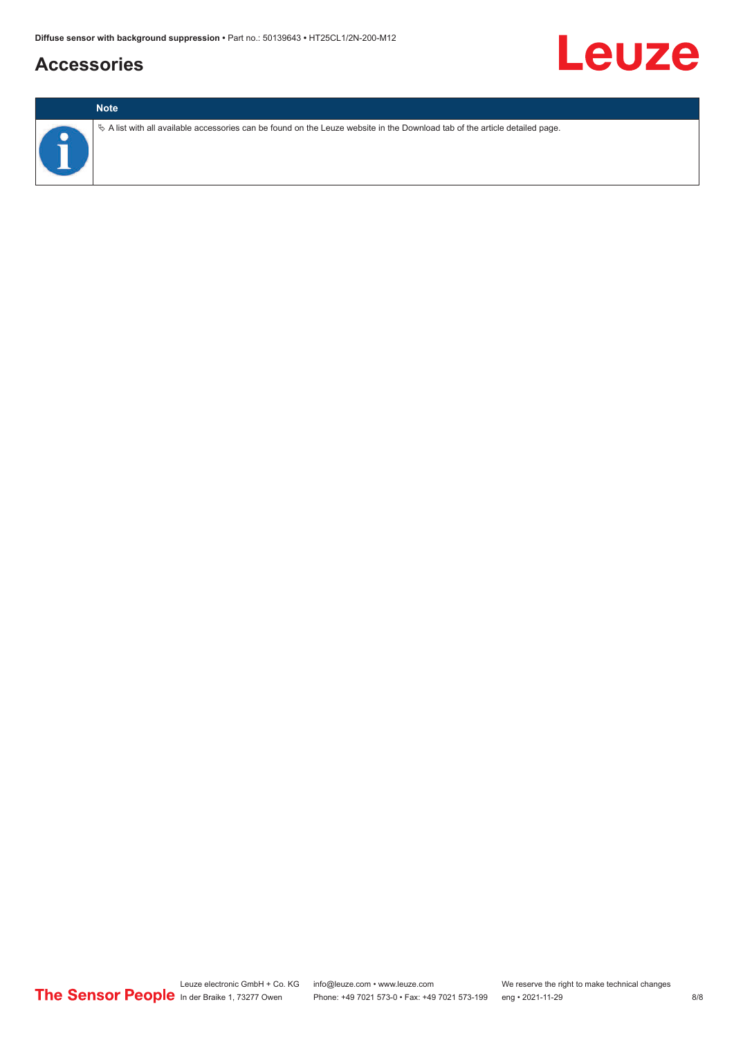## Accessories

| | Note |
|---|---|
| | ✎ A list with all available accessories can be found on the Leuze website in the Download tab of the article detailed page. |